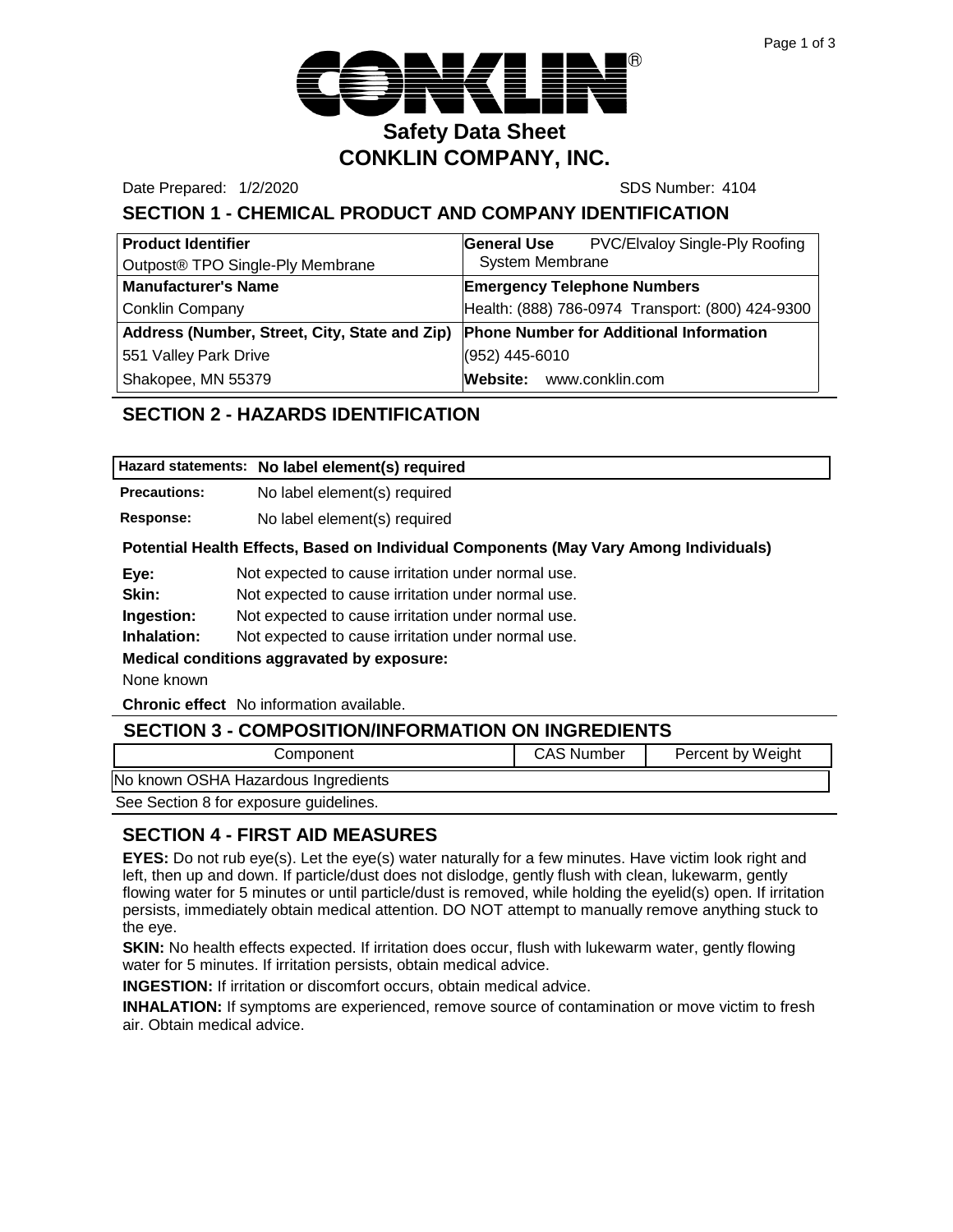# CONKLIN®

## Safety Data Sheet
## CONKLIN COMPANY, INC.

Date Prepared: 1/2/2020 SDS Number: 4104

## SECTION 1 - CHEMICAL PRODUCT AND COMPANY IDENTIFICATION

| **Product Identifier** | **General Use** PVC/Elvaloy Single-Ply Roofing System Membrane |
|---|---|
| Outpost® TPO Single-Ply Membrane | |
| **Manufacturer's Name** | **Emergency Telephone Numbers** |
| Conklin Company | Health: (888) 786-0974 Transport: (800) 424-9300 |
| **Address (Number, Street, City, State and Zip)** | **Phone Number for Additional Information** |
| 551 Valley Park Drive | (952) 445-6010 |
| Shakopee, MN 55379 | **Website:** www.conklin.com |

## SECTION 2 - HAZARDS IDENTIFICATION

**Hazard statements:** **No label element(s) required**

**Precautions:** No label element(s) required

**Response:** No label element(s) required

**Potential Health Effects, Based on Individual Components (May Vary Among Individuals)**

**Eye:** Not expected to cause irritation under normal use.

**Skin:** Not expected to cause irritation under normal use.

**Ingestion:** Not expected to cause irritation under normal use.

**Inhalation:** Not expected to cause irritation under normal use.

**Medical conditions aggravated by exposure:**

None known

**Chronic effect** No information available.

## SECTION 3 - COMPOSITION/INFORMATION ON INGREDIENTS

| Component | CAS Number | Percent by Weight |
|---|---|---|
| No known OSHA Hazardous Ingredients | | |

See Section 8 for exposure guidelines.

## SECTION 4 - FIRST AID MEASURES

**EYES:** Do not rub eye(s). Let the eye(s) water naturally for a few minutes. Have victim look right and left, then up and down. If particle/dust does not dislodge, gently flush with clean, lukewarm, gently flowing water for 5 minutes or until particle/dust is removed, while holding the eyelid(s) open. If irritation persists, immediately obtain medical attention. DO NOT attempt to manually remove anything stuck to the eye.

**SKIN:** No health effects expected. If irritation does occur, flush with lukewarm water, gently flowing water for 5 minutes. If irritation persists, obtain medical advice.

**INGESTION:** If irritation or discomfort occurs, obtain medical advice.

**INHALATION:** If symptoms are experienced, remove source of contamination or move victim to fresh air. Obtain medical advice.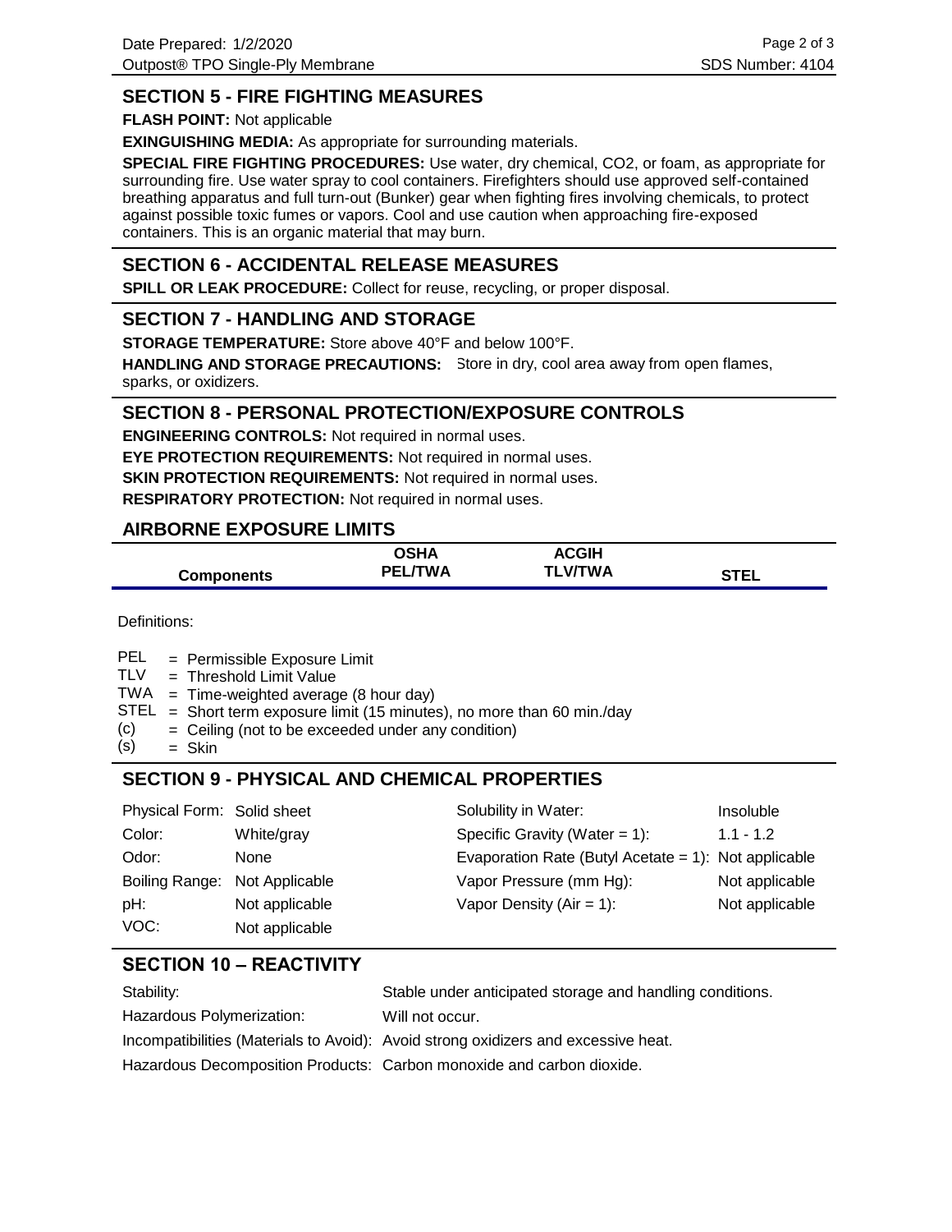## SECTION 5 - FIRE FIGHTING MEASURES

**FLASH POINT:** Not applicable

**EXINGUISHING MEDIA:** As appropriate for surrounding materials.

**SPECIAL FIRE FIGHTING PROCEDURES:** Use water, dry chemical, CO2, or foam, as appropriate for surrounding fire. Use water spray to cool containers. Firefighters should use approved self-contained breathing apparatus and full turn-out (Bunker) gear when fighting fires involving chemicals, to protect against possible toxic fumes or vapors. Cool and use caution when approaching fire-exposed containers. This is an organic material that may burn.

## SECTION 6 - ACCIDENTAL RELEASE MEASURES

**SPILL OR LEAK PROCEDURE:** Collect for reuse, recycling, or proper disposal.

## SECTION 7 - HANDLING AND STORAGE

**STORAGE TEMPERATURE:** Store above 40°F and below 100°F.

**HANDLING AND STORAGE PRECAUTIONS:** Store in dry, cool area away from open flames, sparks, or oxidizers.

## SECTION 8 - PERSONAL PROTECTION/EXPOSURE CONTROLS

**ENGINEERING CONTROLS:** Not required in normal uses.

**EYE PROTECTION REQUIREMENTS:** Not required in normal uses.

**SKIN PROTECTION REQUIREMENTS:** Not required in normal uses.

**RESPIRATORY PROTECTION:** Not required in normal uses.

## AIRBORNE EXPOSURE LIMITS

| Components | OSHA PEL/TWA | ACGIH TLV/TWA | STEL |
|---|---|---|---|

Definitions:

PEL = Permissible Exposure Limit
TLV = Threshold Limit Value
TWA = Time-weighted average (8 hour day)
STEL = Short term exposure limit (15 minutes), no more than 60 min./day
(c) = Ceiling (not to be exceeded under any condition)
(s) = Skin

## SECTION 9 - PHYSICAL AND CHEMICAL PROPERTIES

| | | | |
|---|---|---|---|
| Physical Form: | Solid sheet | Solubility in Water: | Insoluble |
| Color: | White/gray | Specific Gravity (Water = 1): | 1.1 - 1.2 |
| Odor: | None | Evaporation Rate (Butyl Acetate = 1): | Not applicable |
| Boiling Range: | Not Applicable | Vapor Pressure (mm Hg): | Not applicable |
| pH: | Not applicable | Vapor Density (Air = 1): | Not applicable |
| VOC: | Not applicable | | |

## SECTION 10 – REACTIVITY

| | |
|---|---|
| Stability: | Stable under anticipated storage and handling conditions. |
| Hazardous Polymerization: | Will not occur. |
| Incompatibilities (Materials to Avoid): | Avoid strong oxidizers and excessive heat. |
| Hazardous Decomposition Products: | Carbon monoxide and carbon dioxide. |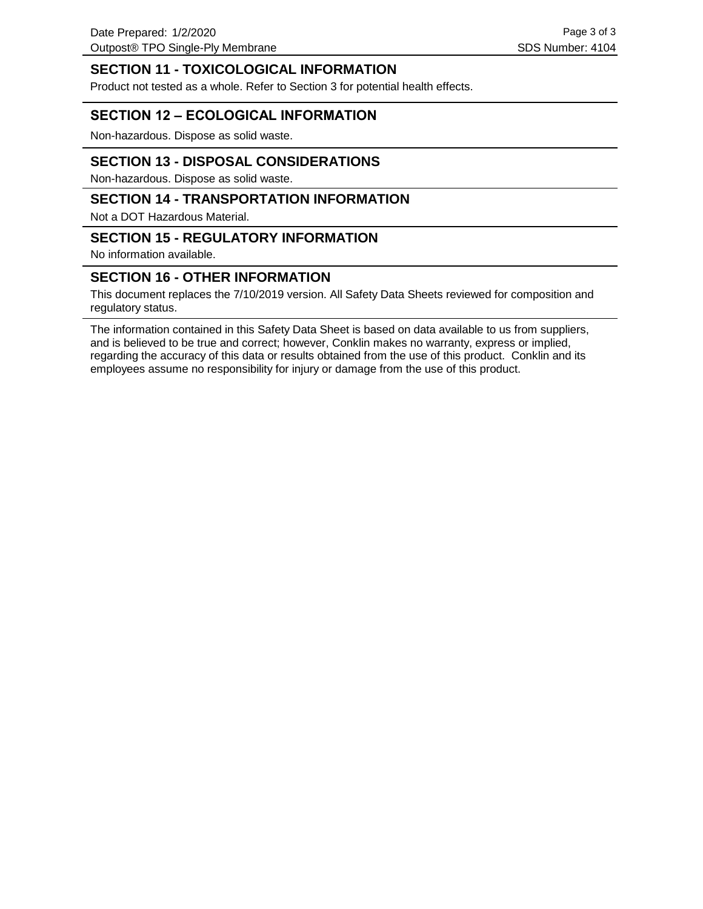## SECTION 11 - TOXICOLOGICAL INFORMATION

Product not tested as a whole. Refer to Section 3 for potential health effects.

## SECTION 12 – ECOLOGICAL INFORMATION

Non-hazardous. Dispose as solid waste.

## SECTION 13 - DISPOSAL CONSIDERATIONS

Non-hazardous. Dispose as solid waste.

## SECTION 14 - TRANSPORTATION INFORMATION

Not a DOT Hazardous Material.

## SECTION 15 - REGULATORY INFORMATION

No information available.

## SECTION 16 - OTHER INFORMATION

This document replaces the 7/10/2019 version. All Safety Data Sheets reviewed for composition and regulatory status.

The information contained in this Safety Data Sheet is based on data available to us from suppliers, and is believed to be true and correct; however, Conklin makes no warranty, express or implied, regarding the accuracy of this data or results obtained from the use of this product. Conklin and its employees assume no responsibility for injury or damage from the use of this product.